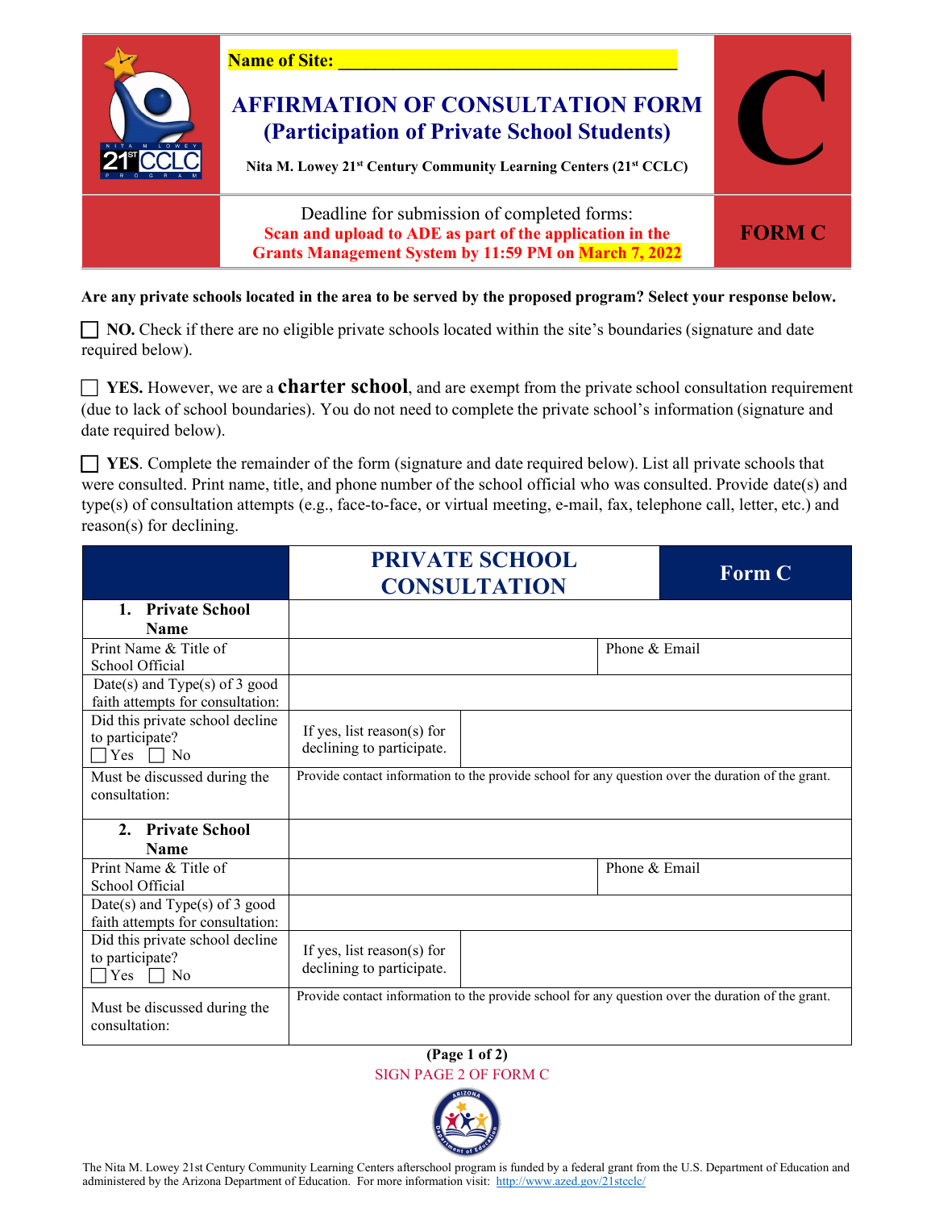**Name of Site: ______________________________________**

# AFFIRMATION OF CONSULTATION FORM (Participation of Private School Students)

**Nita M. Lowey 21st Century Community Learning Centers (21st CCLC)**

# C

Deadline for submission of completed forms:
**Scan and upload to ADE as part of the application in the Grants Management System by 11:59 PM on March 7, 2022**

**FORM C**

**Are any private schools located in the area to be served by the proposed program? Select your response below.**

☐ **NO.** Check if there are no eligible private schools located within the site's boundaries (signature and date required below).

☐ **YES.** However, we are a **charter school**, and are exempt from the private school consultation requirement (due to lack of school boundaries). You do not need to complete the private school's information (signature and date required below).

☐ **YES**. Complete the remainder of the form (signature and date required below). List all private schools that were consulted. Print name, title, and phone number of the school official who was consulted. Provide date(s) and type(s) of consultation attempts (e.g., face-to-face, or virtual meeting, e-mail, fax, telephone call, letter, etc.) and reason(s) for declining.

| | **PRIVATE SCHOOL CONSULTATION** | | **Form C** |
|---|---|---|---|
| **1. Private School Name** | | | |
| Print Name & Title of School Official | | | Phone & Email |
| Date(s) and Type(s) of 3 good faith attempts for consultation: | | | |
| Did this private school decline to participate? ☐ Yes ☐ No | If yes, list reason(s) for declining to participate. | | |
| Must be discussed during the consultation: | Provide contact information to the provide school for any question over the duration of the grant. | | |
| **2. Private School Name** | | | |
| Print Name & Title of School Official | | | Phone & Email |
| Date(s) and Type(s) of 3 good faith attempts for consultation: | | | |
| Did this private school decline to participate? ☐ Yes ☐ No | If yes, list reason(s) for declining to participate. | | |
| Must be discussed during the consultation: | Provide contact information to the provide school for any question over the duration of the grant. | | |

**(Page 1 of 2)**

SIGN PAGE 2 OF FORM C

The Nita M. Lowey 21st Century Community Learning Centers afterschool program is funded by a federal grant from the U.S. Department of Education and administered by the Arizona Department of Education. For more information visit: http://www.azed.gov/21stcclc/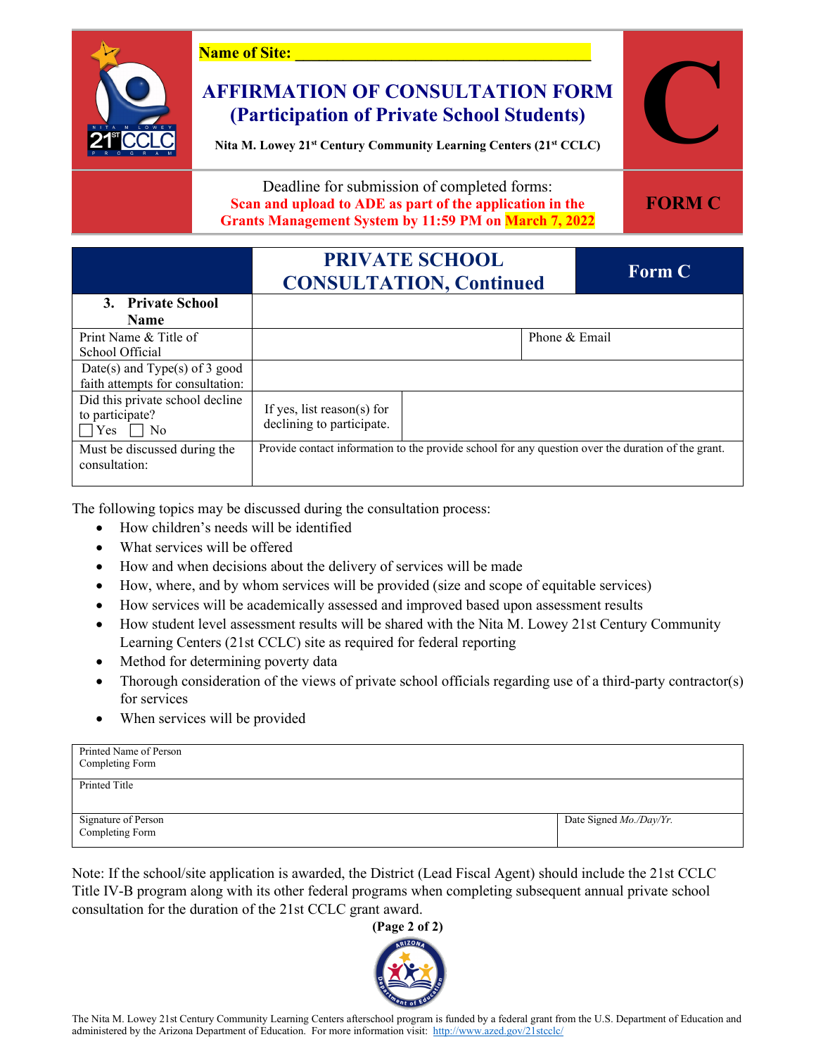**Name of Site:** ____________________________________

# AFFIRMATION OF CONSULTATION FORM (Participation of Private School Students)

**Nita M. Lowey 21st Century Community Learning Centers (21st CCLC)**

# C

Deadline for submission of completed forms:
**Scan and upload to ADE as part of the application in the Grants Management System by 11:59 PM on March 7, 2022**

**FORM C**

| | **PRIVATE SCHOOL CONSULTATION, Continued** | | **Form C** |
|---|---|---|---|
| **3. Private School Name** | | | |
| Print Name & Title of School Official | | Phone & Email | |
| Date(s) and Type(s) of 3 good faith attempts for consultation: | | | |
| Did this private school decline to participate? ☐ Yes ☐ No | If yes, list reason(s) for declining to participate. | | |
| Must be discussed during the consultation: | Provide contact information to the provide school for any question over the duration of the grant. | | |

The following topics may be discussed during the consultation process:

- How children's needs will be identified
- What services will be offered
- How and when decisions about the delivery of services will be made
- How, where, and by whom services will be provided (size and scope of equitable services)
- How services will be academically assessed and improved based upon assessment results
- How student level assessment results will be shared with the Nita M. Lowey 21st Century Community Learning Centers (21st CCLC) site as required for federal reporting
- Method for determining poverty data
- Thorough consideration of the views of private school officials regarding use of a third-party contractor(s) for services
- When services will be provided

| | |
|---|---|
| Printed Name of Person Completing Form | |
| Printed Title | |
| Signature of Person Completing Form | Date Signed *Mo./Day/Yr.* |

Note: If the school/site application is awarded, the District (Lead Fiscal Agent) should include the 21st CCLC Title IV-B program along with its other federal programs when completing subsequent annual private school consultation for the duration of the 21st CCLC grant award.

The Nita M. Lowey 21st Century Community Learning Centers afterschool program is funded by a federal grant from the U.S. Department of Education and administered by the Arizona Department of Education. For more information visit: http://www.azed.gov/21stcclc/